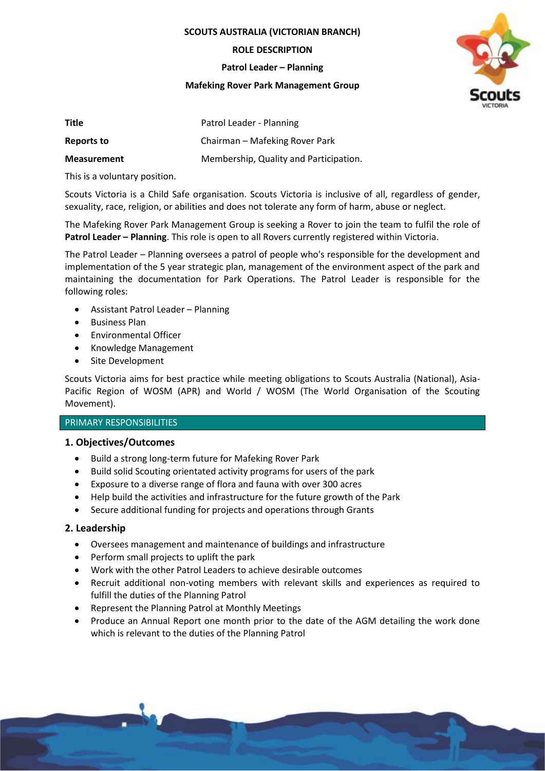**SCOUTS AUSTRALIA (VICTORIAN BRANCH)**

**ROLE DESCRIPTION**

**Patrol Leader – Planning**

**Mafeking Rover Park Management Group**

| **Title** | Patrol Leader - Planning |
|---|---|
| **Reports to** | Chairman – Mafeking Rover Park |
| **Measurement** | Membership, Quality and Participation. |

This is a voluntary position.

Scouts Victoria is a Child Safe organisation. Scouts Victoria is inclusive of all, regardless of gender, sexuality, race, religion, or abilities and does not tolerate any form of harm, abuse or neglect.

The Mafeking Rover Park Management Group is seeking a Rover to join the team to fulfil the role of **Patrol Leader – Planning**. This role is open to all Rovers currently registered within Victoria.

The Patrol Leader – Planning oversees a patrol of people who's responsible for the development and implementation of the 5 year strategic plan, management of the environment aspect of the park and maintaining the documentation for Park Operations. The Patrol Leader is responsible for the following roles:

- Assistant Patrol Leader – Planning
- Business Plan
- Environmental Officer
- Knowledge Management
- Site Development

Scouts Victoria aims for best practice while meeting obligations to Scouts Australia (National), Asia-Pacific Region of WOSM (APR) and World / WOSM (The World Organisation of the Scouting Movement).

## PRIMARY RESPONSIBILITIES

### 1. Objectives/Outcomes

- Build a strong long-term future for Mafeking Rover Park
- Build solid Scouting orientated activity programs for users of the park
- Exposure to a diverse range of flora and fauna with over 300 acres
- Help build the activities and infrastructure for the future growth of the Park
- Secure additional funding for projects and operations through Grants

### 2. Leadership

- Oversees management and maintenance of buildings and infrastructure
- Perform small projects to uplift the park
- Work with the other Patrol Leaders to achieve desirable outcomes
- Recruit additional non-voting members with relevant skills and experiences as required to fulfill the duties of the Planning Patrol
- Represent the Planning Patrol at Monthly Meetings
- Produce an Annual Report one month prior to the date of the AGM detailing the work done which is relevant to the duties of the Planning Patrol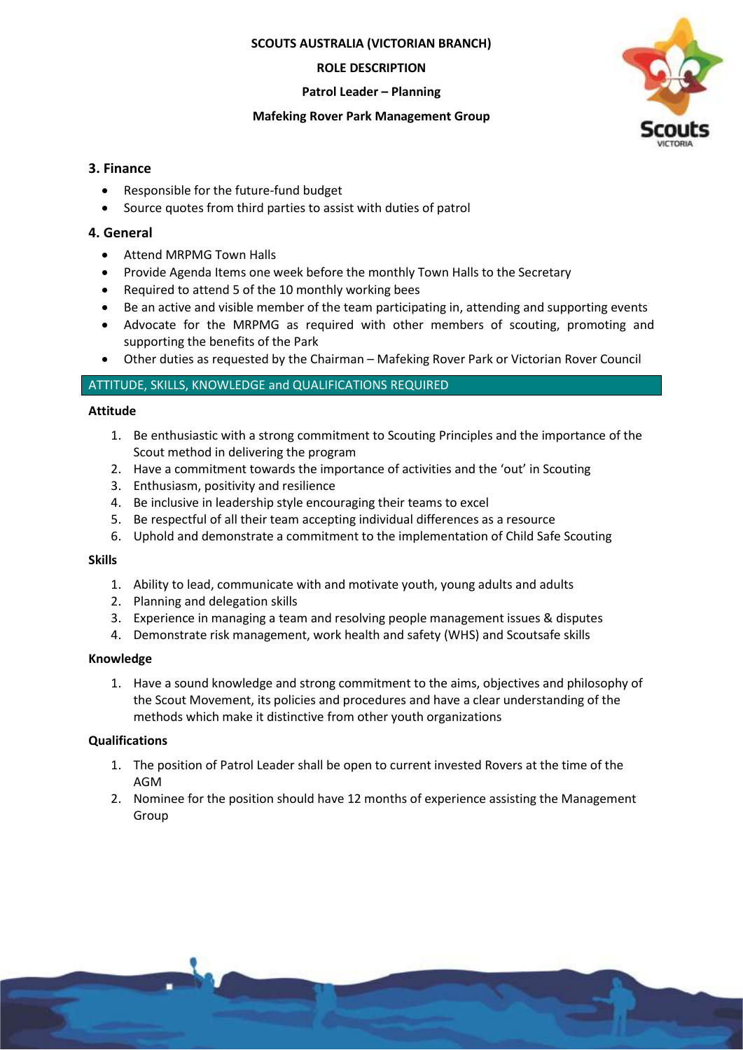**SCOUTS AUSTRALIA (VICTORIAN BRANCH)**

**ROLE DESCRIPTION**

**Patrol Leader – Planning**

**Mafeking Rover Park Management Group**

### 3. Finance

- Responsible for the future-fund budget
- Source quotes from third parties to assist with duties of patrol

### 4. General

- Attend MRPMG Town Halls
- Provide Agenda Items one week before the monthly Town Halls to the Secretary
- Required to attend 5 of the 10 monthly working bees
- Be an active and visible member of the team participating in, attending and supporting events
- Advocate for the MRPMG as required with other members of scouting, promoting and supporting the benefits of the Park
- Other duties as requested by the Chairman – Mafeking Rover Park or Victorian Rover Council

## ATTITUDE, SKILLS, KNOWLEDGE and QUALIFICATIONS REQUIRED

**Attitude**

1. Be enthusiastic with a strong commitment to Scouting Principles and the importance of the Scout method in delivering the program
2. Have a commitment towards the importance of activities and the 'out' in Scouting
3. Enthusiasm, positivity and resilience
4. Be inclusive in leadership style encouraging their teams to excel
5. Be respectful of all their team accepting individual differences as a resource
6. Uphold and demonstrate a commitment to the implementation of Child Safe Scouting

**Skills**

1. Ability to lead, communicate with and motivate youth, young adults and adults
2. Planning and delegation skills
3. Experience in managing a team and resolving people management issues & disputes
4. Demonstrate risk management, work health and safety (WHS) and Scoutsafe skills

**Knowledge**

1. Have a sound knowledge and strong commitment to the aims, objectives and philosophy of the Scout Movement, its policies and procedures and have a clear understanding of the methods which make it distinctive from other youth organizations

**Qualifications**

1. The position of Patrol Leader shall be open to current invested Rovers at the time of the AGM
2. Nominee for the position should have 12 months of experience assisting the Management Group